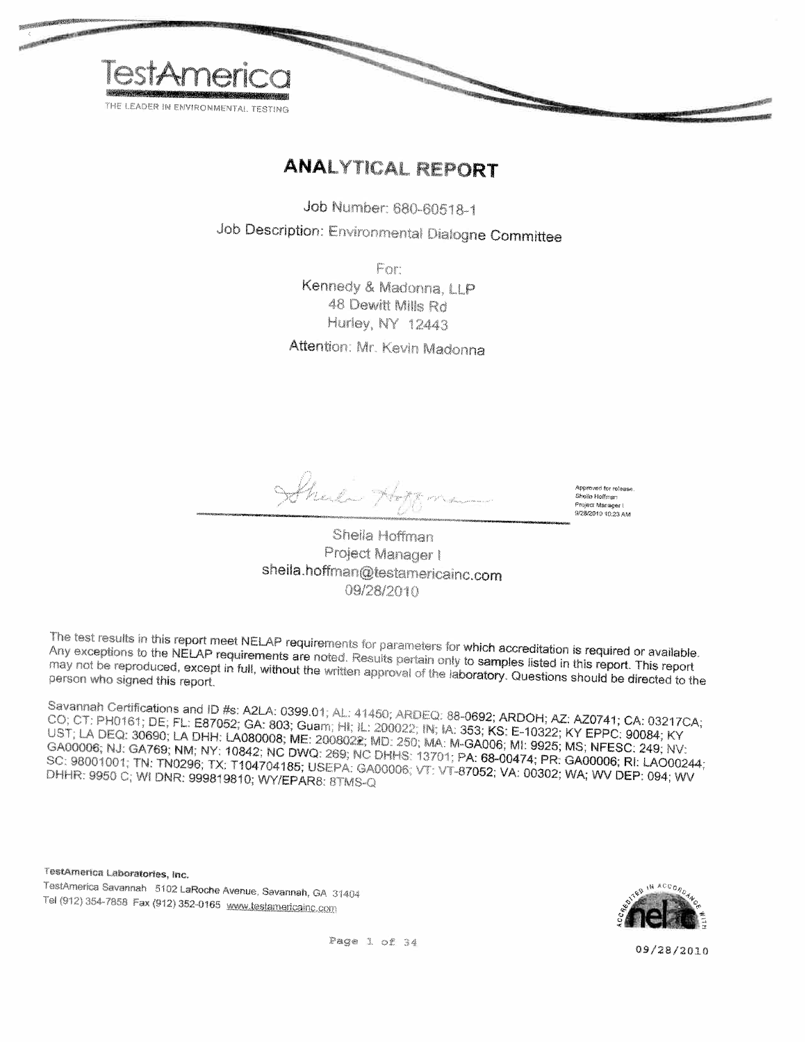TestAmerica

THE LEADER IN ENVIRONMENTAL TESTING

# ANALYTICAL REPORT

Job Number: 680-60518-1

Job Description: Environmental Dialogne Committee

For:

Kennedy & Madonna, LLP
48 Dewitt Mills Rd
Hurley, NY 12443

Attention: Mr. Kevin Madonna

Approved for release.
Sheila Hoffman
Project Manager I
9/28/2010 10:23 AM

Sheila Hoffman
Project Manager I
sheila.hoffman@testamericainc.com
09/28/2010

The test results in this report meet NELAP requirements for parameters for which accreditation is required or available. Any exceptions to the NELAP requirements are noted. Results pertain only to samples listed in this report. This report may not be reproduced, except in full, without the written approval of the laboratory. Questions should be directed to the person who signed this report.

Savannah Certifications and ID #s: A2LA: 0399.01; AL: 41450; ARDEQ: 88-0692; ARDOH; AZ: AZ0741; CA: 03217CA; CO; CT: PH0161; DE; FL: E87052; GA: 803; Guam; HI; IL: 200022; IN; IA: 353; KS: E-10322; KY EPPC: 90084; KY UST; LA DEQ: 30690; LA DHH: LA080008; ME: 2008022; MD: 250; MA: M-GA006; MI: 9925; MS; NFESC: 249; NV: GA00006; NJ: GA769; NM; NY: 10842; NC DWQ: 269; NC DHHS: 13701; PA: 68-00474; PR: GA00006; RI: LAO00244; SC: 98001001; TN: TN0296; TX: T104704185; USEPA: GA00006; VT: VT-87052; VA: 00302; WA; WV DEP: 094; WV DHHR: 9950 C; WI DNR: 999819810; WY/EPAR8: 8TMS-Q

**TestAmerica Laboratories, Inc.**

TestAmerica Savannah 5102 LaRoche Avenue, Savannah, GA 31404
Tel (912) 354-7858 Fax (912) 352-0165 www.testamericainc.com

09/28/2010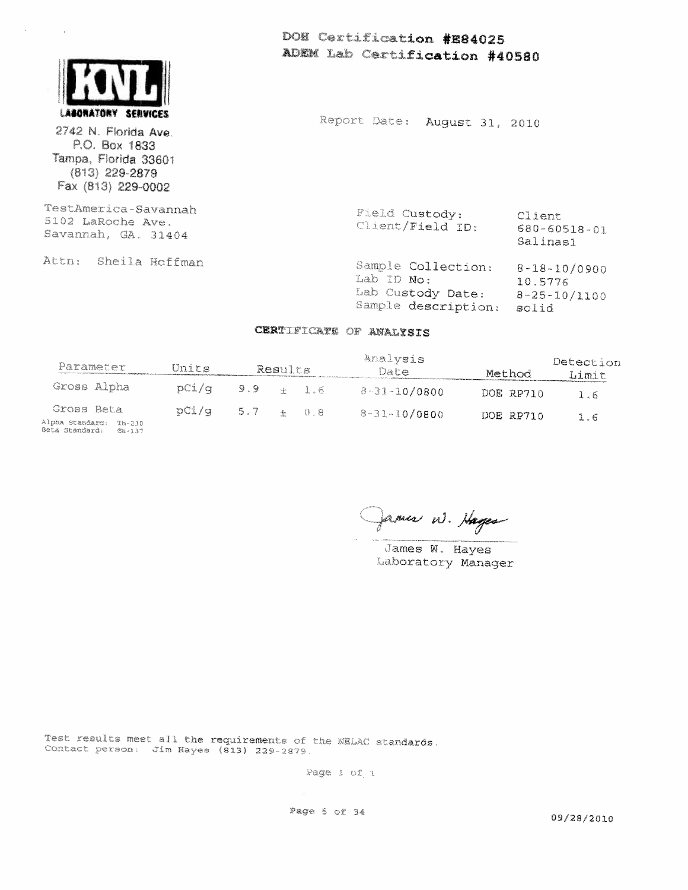DOH Certification #E84025
ADEM Lab Certification #40580

**KNL**
LABORATORY SERVICES

2742 N. Florida Ave.
P.O. Box 1833
Tampa, Florida 33601
(813) 229-2879
Fax (813) 229-0002

Report Date: August 31, 2010

TestAmerica-Savannah
5102 LaRoche Ave.
Savannah, GA. 31404

Attn: Sheila Hoffman

| | |
|---|---|
| Field Custody: | Client |
| Client/Field ID: | 680-60518-01 Salinas1 |
| Sample Collection: | 8-18-10/0900 |
| Lab ID No: | 10.5776 |
| Lab Custody Date: | 8-25-10/1100 |
| Sample description: | solid |

## CERTIFICATE OF ANALYSIS

| Parameter | Units | Results | Analysis Date | Method | Detection Limit |
|---|---|---|---|---|---|
| Gross Alpha | pCi/g | 9.9 ± 1.6 | 8-31-10/0800 | DOE RP710 | 1.6 |
| Gross Beta | pCi/g | 5.7 ± 0.8 | 8-31-10/0800 | DOE RP710 | 1.6 |

Alpha Standard: Th-230
Beta Standard: Cs-137

James W. Hayes
Laboratory Manager

Test results meet all the requirements of the NELAC standards.
Contact person: Jim Hayes (813) 229-2879.

Page 1 of 1

09/28/2010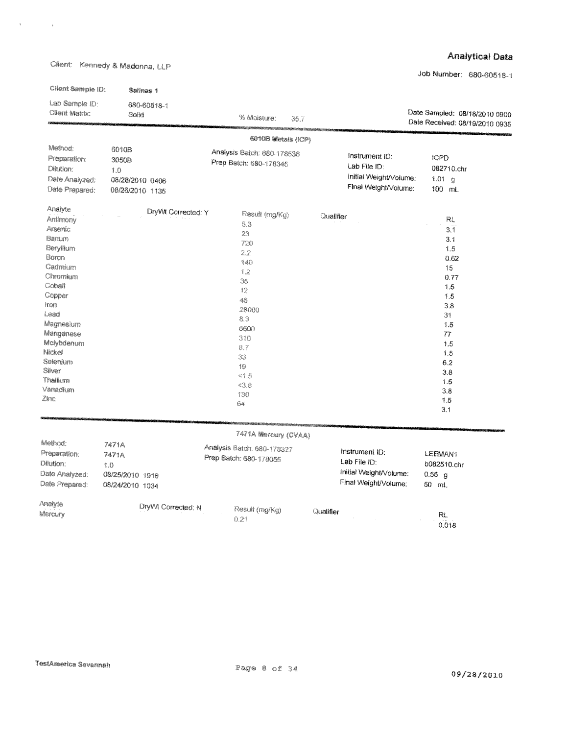# Analytical Data

Client: Kennedy & Madonna, LLP

Job Number: 680-60518-1

**Client Sample ID:** **Salinas 1**

Lab Sample ID: 680-60518-1

Client Matrix: Solid

% Moisture: 35.7

Date Sampled: 08/18/2010 0900

Date Received: 08/19/2010 0935

## 6010B Metals (ICP)

| | | | | | |
|---|---|---|---|---|---|
| Method: | 6010B | Analysis Batch: 680-178536 | | Instrument ID: | ICPD |
| Preparation: | 3050B | Prep Batch: 680-178345 | | Lab File ID: | 082710.chr |
| Dilution: | 1.0 | | | Initial Weight/Volume: | 1.01 g |
| Date Analyzed: | 08/28/2010 0406 | | | Final Weight/Volume: | 100 mL |
| Date Prepared: | 08/26/2010 1135 | | | | |

DryWt Corrected: Y

| Analyte | Result (mg/Kg) | Qualifier | RL |
|---|---|---|---|
| Antimony | 5.3 | | 3.1 |
| Arsenic | 23 | | 3.1 |
| Barium | 720 | | 1.5 |
| Beryllium | 2.2 | | 0.62 |
| Boron | 140 | | 15 |
| Cadmium | 1.2 | | 0.77 |
| Chromium | 35 | | 1.5 |
| Cobalt | 12 | | 1.5 |
| Copper | 46 | | 3.8 |
| Iron | 28000 | | 31 |
| Lead | 8.3 | | 1.5 |
| Magnesium | 6500 | | 77 |
| Manganese | 310 | | 1.5 |
| Molybdenum | 8.7 | | 1.5 |
| Nickel | 33 | | 6.2 |
| Selenium | 19 | | 3.8 |
| Silver | <1.5 | | 1.5 |
| Thallium | <3.8 | | 3.8 |
| Vanadium | 130 | | 1.5 |
| Zinc | 64 | | 3.1 |

## 7471A Mercury (CVAA)

| | | | | | |
|---|---|---|---|---|---|
| Method: | 7471A | Analysis Batch: 680-178327 | | Instrument ID: | LEEMAN1 |
| Preparation: | 7471A | Prep Batch: 680-178055 | | Lab File ID: | b082510.chr |
| Dilution: | 1.0 | | | Initial Weight/Volume: | 0.55 g |
| Date Analyzed: | 08/25/2010 1916 | | | Final Weight/Volume: | 50 mL |
| Date Prepared: | 08/24/2010 1034 | | | | |

DryWt Corrected: N

| Analyte | Result (mg/Kg) | Qualifier | RL |
|---|---|---|---|
| Mercury | 0.21 | | 0.018 |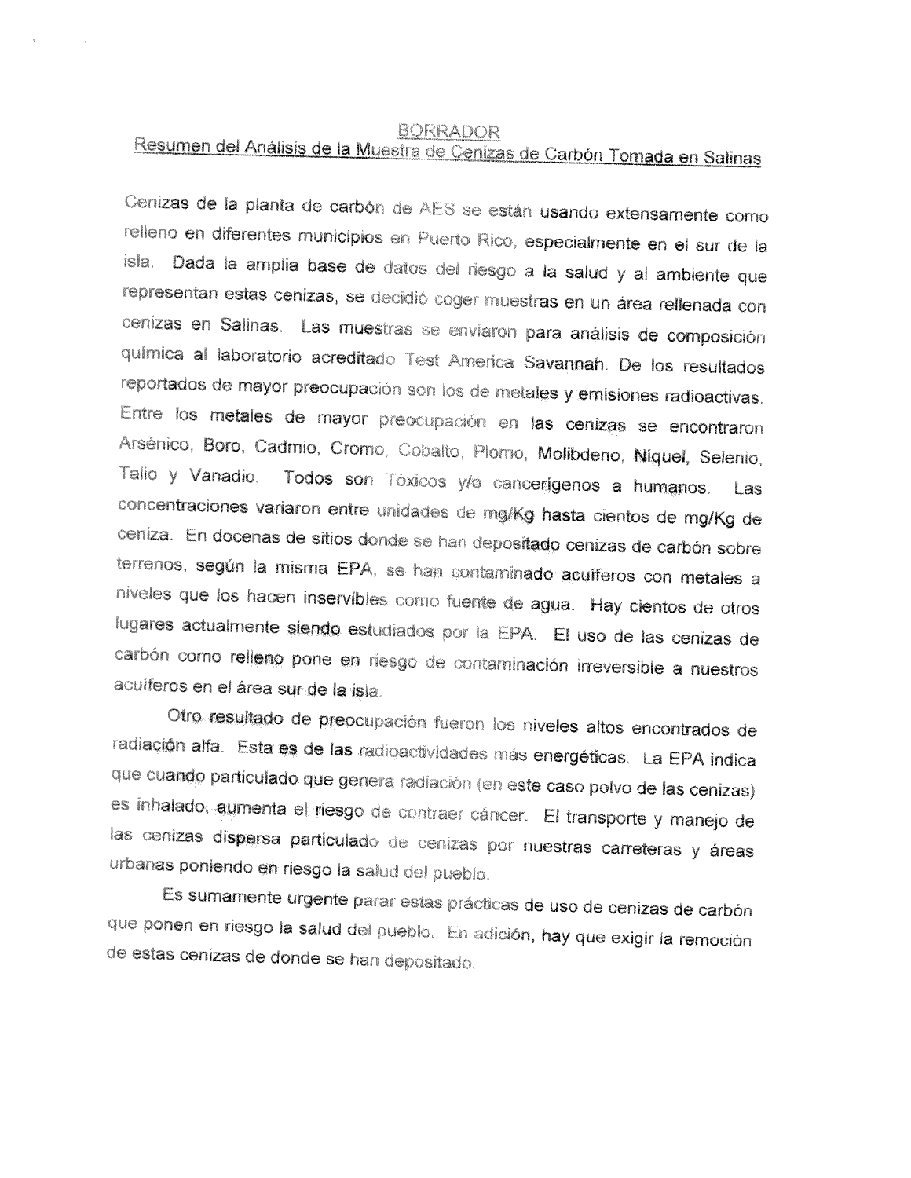<u>BORRADOR</u>

<u>Resumen del Análisis de la Muestra de Cenizas de Carbón Tomada en Salinas</u>

Cenizas de la planta de carbón de AES se están usando extensamente como relleno en diferentes municipios en Puerto Rico, especialmente en el sur de la isla. Dada la amplia base de datos del riesgo a la salud y al ambiente que representan estas cenizas, se decidió coger muestras en un área rellenada con cenizas en Salinas. Las muestras se enviaron para análisis de composición química al laboratorio acreditado Test America Savannah. De los resultados reportados de mayor preocupación son los de metales y emisiones radioactivas. Entre los metales de mayor preocupación en las cenizas se encontraron Arsénico, Boro, Cadmio, Cromo, Cobalto, Plomo, Molibdeno, Níquel, Selenio, Talio y Vanadio. Todos son Tóxicos y/o cancerígenos a humanos. Las concentraciones variaron entre unidades de mg/Kg hasta cientos de mg/Kg de ceniza. En docenas de sitios donde se han depositado cenizas de carbón sobre terrenos, según la misma EPA, se han contaminado acuíferos con metales a niveles que los hacen inservibles como fuente de agua. Hay cientos de otros lugares actualmente siendo estudiados por la EPA. El uso de las cenizas de carbón como relleno pone en riesgo de contaminación irreversible a nuestros acuíferos en el área sur de la isla.

Otro resultado de preocupación fueron los niveles altos encontrados de radiación alfa. Esta es de las radioactividades más energéticas. La EPA indica que cuando particulado que genera radiación (en este caso polvo de las cenizas) es inhalado, aumenta el riesgo de contraer cáncer. El transporte y manejo de las cenizas dispersa particulado de cenizas por nuestras carreteras y áreas urbanas poniendo en riesgo la salud del pueblo.

Es sumamente urgente parar estas prácticas de uso de cenizas de carbón que ponen en riesgo la salud del pueblo. En adición, hay que exigir la remoción de estas cenizas de donde se han depositado.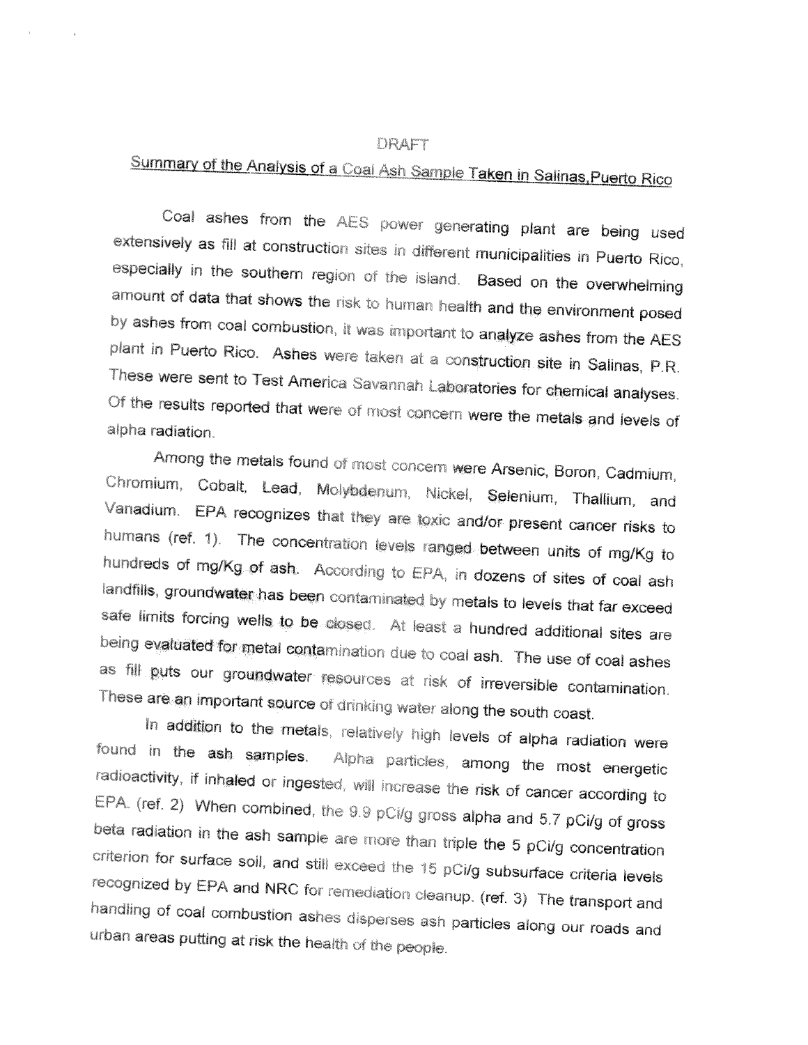DRAFT

## Summary of the Analysis of a Coal Ash Sample Taken in Salinas,Puerto Rico

Coal ashes from the AES power generating plant are being used extensively as fill at construction sites in different municipalities in Puerto Rico, especially in the southern region of the island. Based on the overwhelming amount of data that shows the risk to human health and the environment posed by ashes from coal combustion, it was important to analyze ashes from the AES plant in Puerto Rico. Ashes were taken at a construction site in Salinas, P.R. These were sent to Test America Savannah Laboratories for chemical analyses. Of the results reported that were of most concern were the metals and levels of alpha radiation.

Among the metals found of most concern were Arsenic, Boron, Cadmium, Chromium, Cobalt, Lead, Molybdenum, Nickel, Selenium, Thallium, and Vanadium. EPA recognizes that they are toxic and/or present cancer risks to humans (ref. 1). The concentration levels ranged between units of mg/Kg to hundreds of mg/Kg of ash. According to EPA, in dozens of sites of coal ash landfills, groundwater has been contaminated by metals to levels that far exceed safe limits forcing wells to be closed. At least a hundred additional sites are being evaluated for metal contamination due to coal ash. The use of coal ashes as fill puts our groundwater resources at risk of irreversible contamination. These are an important source of drinking water along the south coast.

In addition to the metals, relatively high levels of alpha radiation were found in the ash samples. Alpha particles, among the most energetic radioactivity, if inhaled or ingested, will increase the risk of cancer according to EPA. (ref. 2) When combined, the 9.9 pCi/g gross alpha and 5.7 pCi/g of gross beta radiation in the ash sample are more than triple the 5 pCi/g concentration criterion for surface soil, and still exceed the 15 pCi/g subsurface criteria levels recognized by EPA and NRC for remediation cleanup. (ref. 3) The transport and handling of coal combustion ashes disperses ash particles along our roads and urban areas putting at risk the health of the people.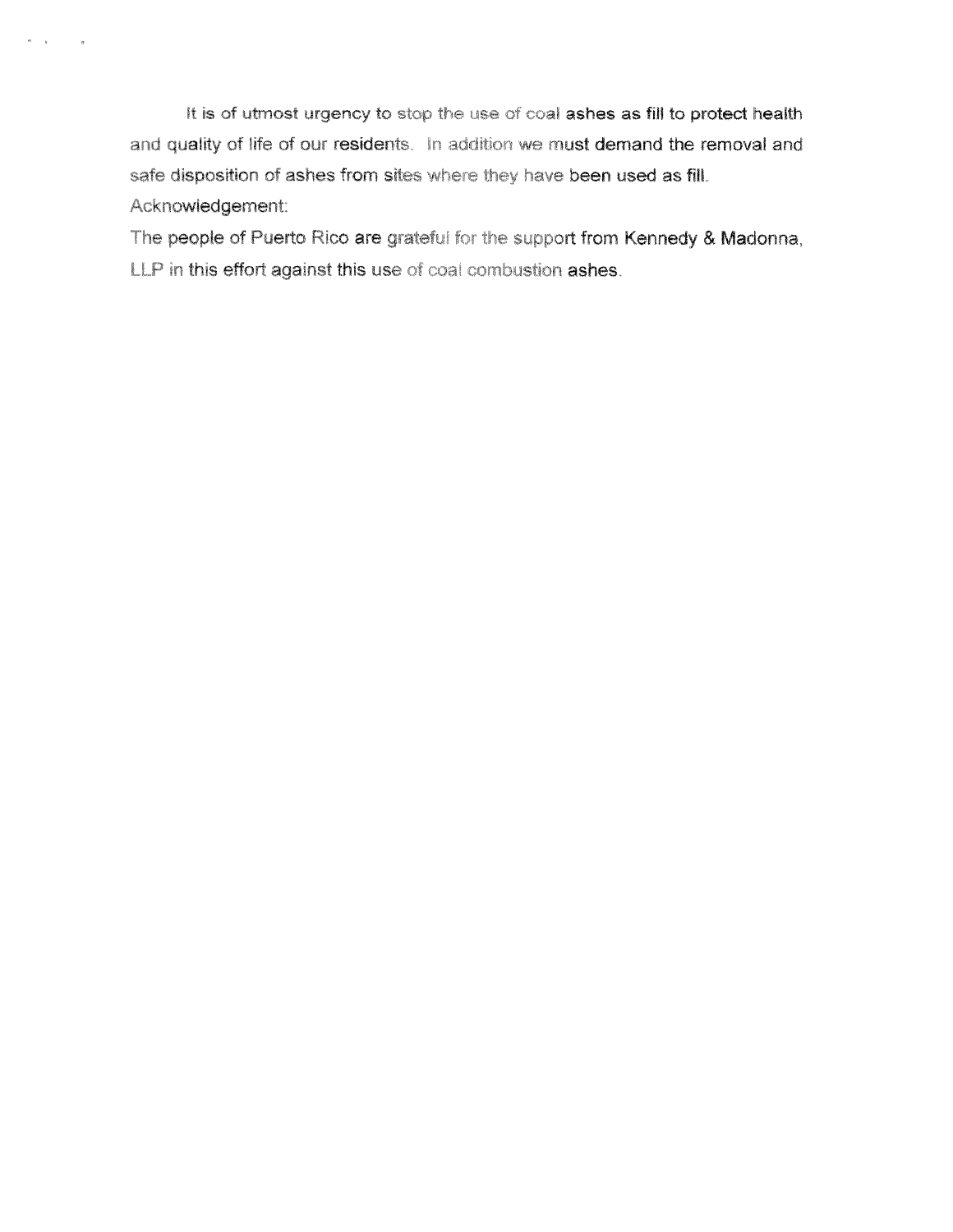It is of utmost urgency to stop the use of coal ashes as fill to protect health and quality of life of our residents. In addition we must demand the removal and safe disposition of ashes from sites where they have been used as fill.

Acknowledgement:

The people of Puerto Rico are grateful for the support from Kennedy & Madonna, LLP in this effort against this use of coal combustion ashes.